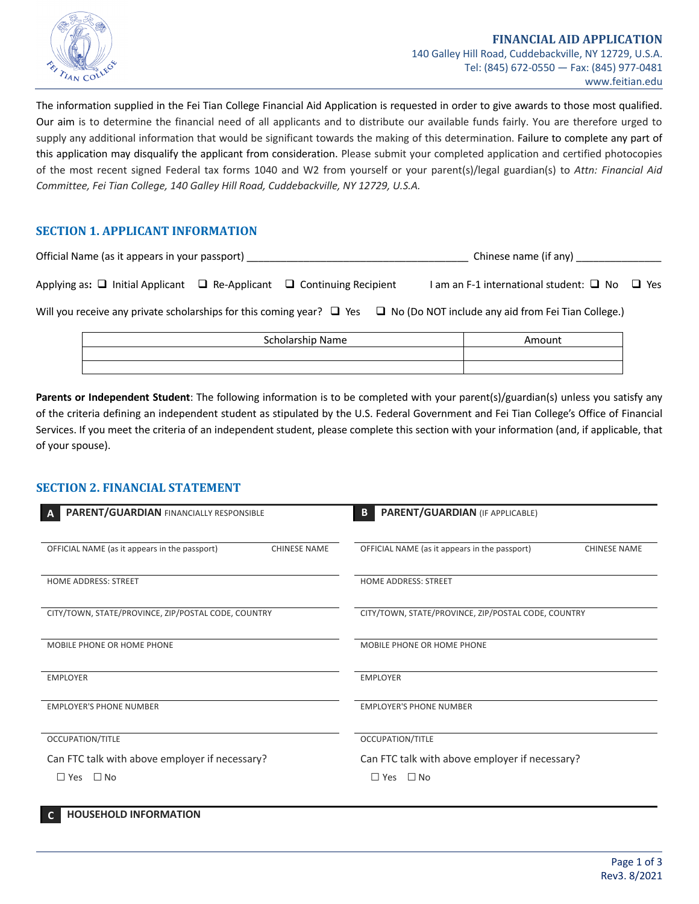# FINANCIAL AID APPLICATION

140 Galley Hill Road, Cuddebackville, NY 12729, U.S.A.
Tel: (845) 672-0550 — Fax: (845) 977-0481
www.feitian.edu

The information supplied in the Fei Tian College Financial Aid Application is requested in order to give awards to those most qualified. Our aim is to determine the financial need of all applicants and to distribute our available funds fairly. You are therefore urged to supply any additional information that would be significant towards the making of this determination. Failure to complete any part of this application may disqualify the applicant from consideration. Please submit your completed application and certified photocopies of the most recent signed Federal tax forms 1040 and W2 from yourself or your parent(s)/legal guardian(s) to *Attn: Financial Aid Committee, Fei Tian College, 140 Galley Hill Road, Cuddebackville, NY 12729, U.S.A.*

## SECTION 1. APPLICANT INFORMATION

Official Name (as it appears in your passport) ______________________________ Chinese name (if any) ______________

Applying as: ❑ Initial Applicant ❑ Re-Applicant ❑ Continuing Recipient I am an F-1 international student: ❑ No ❑ Yes

Will you receive any private scholarships for this coming year? ❑ Yes ❑ No (Do NOT include any aid from Fei Tian College.)

| Scholarship Name | Amount |
|---|---|
| | |
| | |

**Parents or Independent Student**: The following information is to be completed with your parent(s)/guardian(s) unless you satisfy any of the criteria defining an independent student as stipulated by the U.S. Federal Government and Fei Tian College's Office of Financial Services. If you meet the criteria of an independent student, please complete this section with your information (and, if applicable, that of your spouse).

## SECTION 2. FINANCIAL STATEMENT

**A PARENT/GUARDIAN** FINANCIALLY RESPONSIBLE

OFFICIAL NAME (as it appears in the passport) CHINESE NAME

HOME ADDRESS: STREET

CITY/TOWN, STATE/PROVINCE, ZIP/POSTAL CODE, COUNTRY

MOBILE PHONE OR HOME PHONE

EMPLOYER

EMPLOYER'S PHONE NUMBER

OCCUPATION/TITLE

Can FTC talk with above employer if necessary?

☐ Yes ☐ No

**B PARENT/GUARDIAN** (IF APPLICABLE)

OFFICIAL NAME (as it appears in the passport) CHINESE NAME

HOME ADDRESS: STREET

CITY/TOWN, STATE/PROVINCE, ZIP/POSTAL CODE, COUNTRY

MOBILE PHONE OR HOME PHONE

EMPLOYER

EMPLOYER'S PHONE NUMBER

OCCUPATION/TITLE

Can FTC talk with above employer if necessary?

☐ Yes ☐ No

**C HOUSEHOLD INFORMATION**

Rev3. 8/2021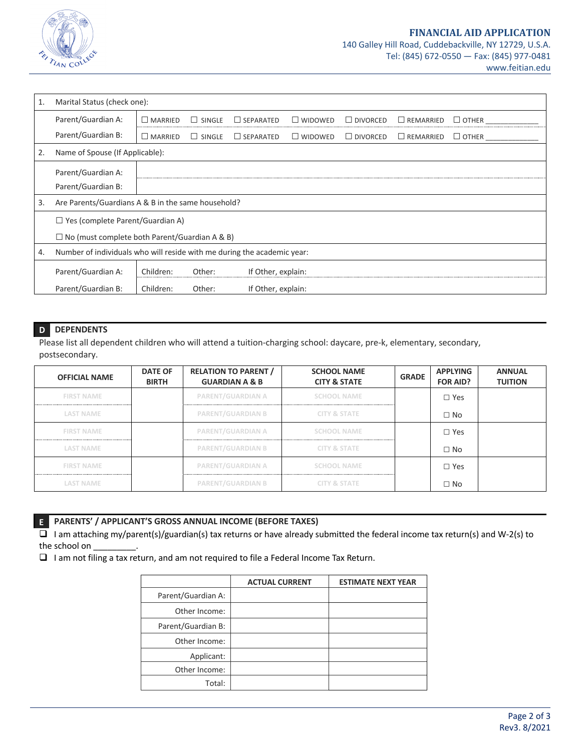# FINANCIAL AID APPLICATION

140 Galley Hill Road, Cuddebackville, NY 12729, U.S.A.
Tel: (845) 672-0550 — Fax: (845) 977-0481
www.feitian.edu

| 1. | Marital Status (check one): | |
|---|---|---|
| | Parent/Guardian A: | ☐ MARRIED ☐ SINGLE ☐ SEPARATED ☐ WIDOWED ☐ DIVORCED ☐ REMARRIED ☐ OTHER ____________ |
| | Parent/Guardian B: | ☐ MARRIED ☐ SINGLE ☐ SEPARATED ☐ WIDOWED ☐ DIVORCED ☐ REMARRIED ☐ OTHER ____________ |
| 2. | Name of Spouse (If Applicable): | |
| | Parent/Guardian A: | |
| | Parent/Guardian B: | |
| 3. | Are Parents/Guardians A & B in the same household? | |
| | ☐ Yes (complete Parent/Guardian A) | |
| | ☐ No (must complete both Parent/Guardian A & B) | |
| 4. | Number of individuals who will reside with me during the academic year: | |
| | Parent/Guardian A: | Children: Other: If Other, explain: |
| | Parent/Guardian B: | Children: Other: If Other, explain: |

## D DEPENDENTS

Please list all dependent children who will attend a tuition-charging school: daycare, pre-k, elementary, secondary, postsecondary.

| OFFICIAL NAME | DATE OF BIRTH | RELATION TO PARENT / GUARDIAN A & B | SCHOOL NAME CITY & STATE | GRADE | APPLYING FOR AID? | ANNUAL TUITION |
|---|---|---|---|---|---|---|
| FIRST NAME | | PARENT/GUARDIAN A | SCHOOL NAME | | ☐ Yes | |
| LAST NAME | | PARENT/GUARDIAN B | CITY & STATE | | ☐ No | |
| FIRST NAME | | PARENT/GUARDIAN A | SCHOOL NAME | | ☐ Yes | |
| LAST NAME | | PARENT/GUARDIAN B | CITY & STATE | | ☐ No | |
| FIRST NAME | | PARENT/GUARDIAN A | SCHOOL NAME | | ☐ Yes | |
| LAST NAME | | PARENT/GUARDIAN B | CITY & STATE | | ☐ No | |

## E PARENTS' / APPLICANT'S GROSS ANNUAL INCOME (BEFORE TAXES)

❑ I am attaching my/parent(s)/guardian(s) tax returns or have already submitted the federal income tax return(s) and W-2(s) to the school on _________.

❑ I am not filing a tax return, and am not required to file a Federal Income Tax Return.

| | ACTUAL CURRENT | ESTIMATE NEXT YEAR |
|---|---|---|
| Parent/Guardian A: | | |
| Other Income: | | |
| Parent/Guardian B: | | |
| Other Income: | | |
| Applicant: | | |
| Other Income: | | |
| Total: | | |

Rev3. 8/2021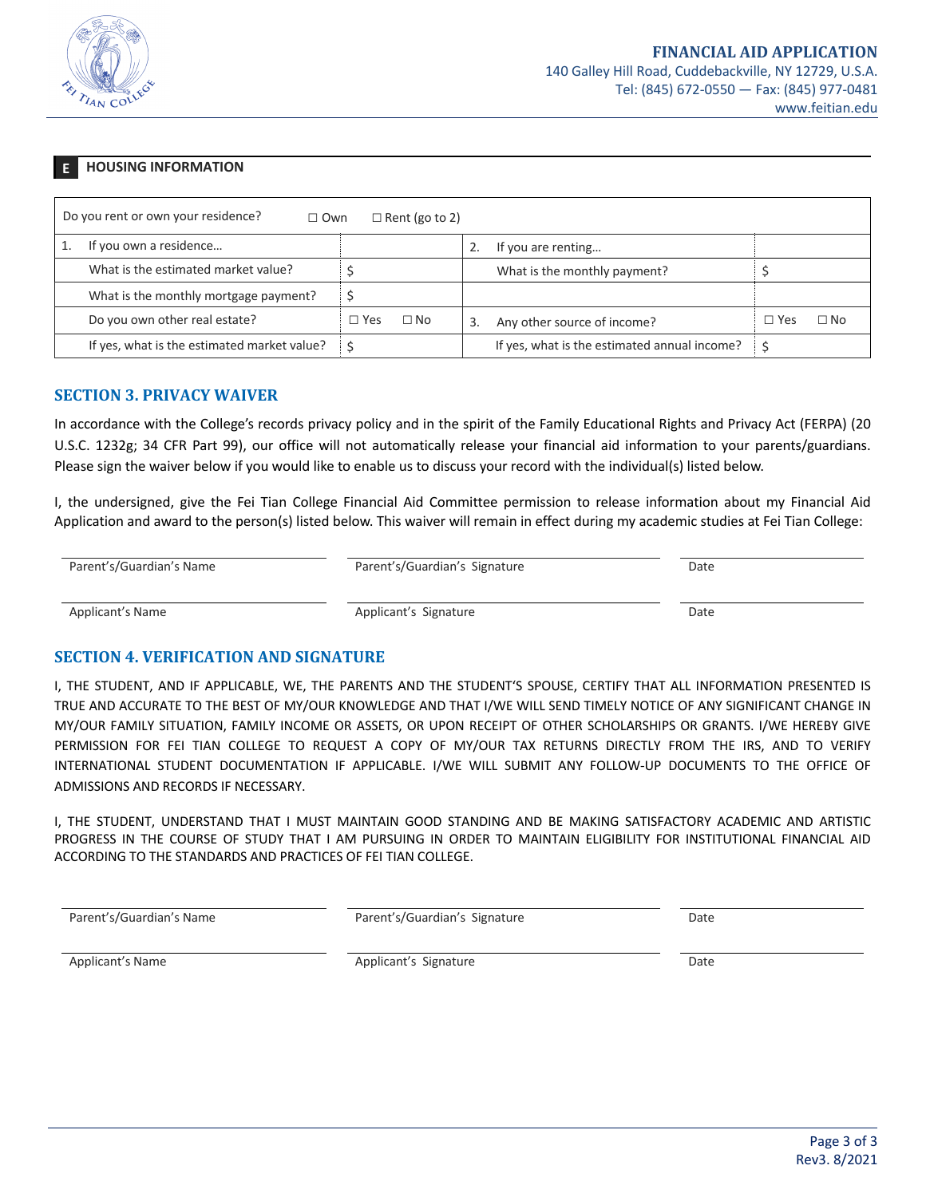**FINANCIAL AID APPLICATION**
140 Galley Hill Road, Cuddebackville, NY 12729, U.S.A.
Tel: (845) 672-0550 — Fax: (845) 977-0481
www.feitian.edu

## E HOUSING INFORMATION

| Do you rent or own your residence? | ☐ Own ☐ Rent (go to 2) | | |
|---|---|---|---|
| 1. If you own a residence… | | 2. If you are renting… | |
| What is the estimated market value? | $ | What is the monthly payment? | $ |
| What is the monthly mortgage payment? | $ | | |
| Do you own other real estate? | ☐ Yes ☐ No | 3. Any other source of income? | ☐ Yes ☐ No |
| If yes, what is the estimated market value? | $ | If yes, what is the estimated annual income? | $ |

## SECTION 3. PRIVACY WAIVER

In accordance with the College's records privacy policy and in the spirit of the Family Educational Rights and Privacy Act (FERPA) (20 U.S.C. 1232g; 34 CFR Part 99), our office will not automatically release your financial aid information to your parents/guardians. Please sign the waiver below if you would like to enable us to discuss your record with the individual(s) listed below.

I, the undersigned, give the Fei Tian College Financial Aid Committee permission to release information about my Financial Aid Application and award to the person(s) listed below. This waiver will remain in effect during my academic studies at Fei Tian College:

| | | |
|---|---|---|
| Parent's/Guardian's Name | Parent's/Guardian's Signature | Date |
| Applicant's Name | Applicant's Signature | Date |

## SECTION 4. VERIFICATION AND SIGNATURE

I, THE STUDENT, AND IF APPLICABLE, WE, THE PARENTS AND THE STUDENT'S SPOUSE, CERTIFY THAT ALL INFORMATION PRESENTED IS TRUE AND ACCURATE TO THE BEST OF MY/OUR KNOWLEDGE AND THAT I/WE WILL SEND TIMELY NOTICE OF ANY SIGNIFICANT CHANGE IN MY/OUR FAMILY SITUATION, FAMILY INCOME OR ASSETS, OR UPON RECEIPT OF OTHER SCHOLARSHIPS OR GRANTS. I/WE HEREBY GIVE PERMISSION FOR FEI TIAN COLLEGE TO REQUEST A COPY OF MY/OUR TAX RETURNS DIRECTLY FROM THE IRS, AND TO VERIFY INTERNATIONAL STUDENT DOCUMENTATION IF APPLICABLE. I/WE WILL SUBMIT ANY FOLLOW-UP DOCUMENTS TO THE OFFICE OF ADMISSIONS AND RECORDS IF NECESSARY.

I, THE STUDENT, UNDERSTAND THAT I MUST MAINTAIN GOOD STANDING AND BE MAKING SATISFACTORY ACADEMIC AND ARTISTIC PROGRESS IN THE COURSE OF STUDY THAT I AM PURSUING IN ORDER TO MAINTAIN ELIGIBILITY FOR INSTITUTIONAL FINANCIAL AID ACCORDING TO THE STANDARDS AND PRACTICES OF FEI TIAN COLLEGE.

| | | |
|---|---|---|
| Parent's/Guardian's Name | Parent's/Guardian's Signature | Date |
| Applicant's Name | Applicant's Signature | Date |

Rev3. 8/2021